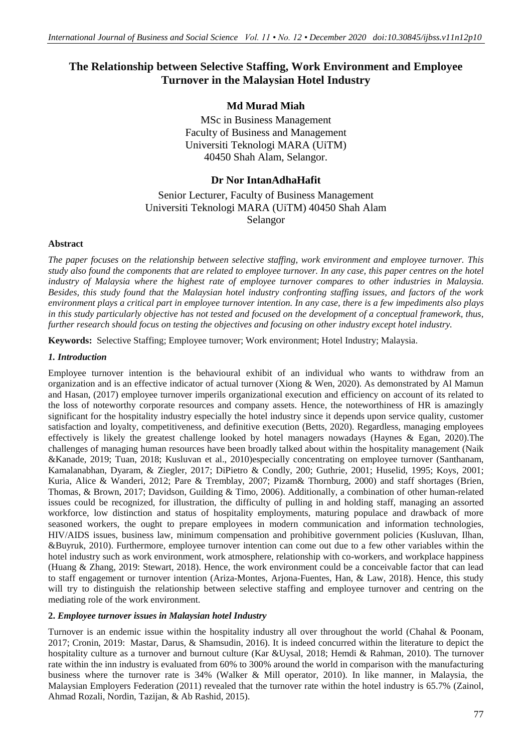# The Relationship between Selective Staffing, Work Environment and Employee Turnover in the Malaysian Hotel Industry

**Md Murad Miah**

MSc in Business Management
Faculty of Business and Management
Universiti Teknologi MARA (UiTM)
40450 Shah Alam, Selangor.

**Dr Nor IntanAdhaHafit**

Senior Lecturer, Faculty of Business Management
Universiti Teknologi MARA (UiTM) 40450 Shah Alam
Selangor

### Abstract

*The paper focuses on the relationship between selective staffing, work environment and employee turnover. This study also found the components that are related to employee turnover. In any case, this paper centres on the hotel industry of Malaysia where the highest rate of employee turnover compares to other industries in Malaysia. Besides, this study found that the Malaysian hotel industry confronting staffing issues, and factors of the work environment plays a critical part in employee turnover intention. In any case, there is a few impediments also plays in this study particularly objective has not tested and focused on the development of a conceptual framework, thus, further research should focus on testing the objectives and focusing on other industry except hotel industry.*

**Keywords:** Selective Staffing; Employee turnover; Work environment; Hotel Industry; Malaysia.

## *1. Introduction*

Employee turnover intention is the behavioural exhibit of an individual who wants to withdraw from an organization and is an effective indicator of actual turnover (Xiong & Wen, 2020). As demonstrated by Al Mamun and Hasan, (2017) employee turnover imperils organizational execution and efficiency on account of its related to the loss of noteworthy corporate resources and company assets. Hence, the noteworthiness of HR is amazingly significant for the hospitality industry especially the hotel industry since it depends upon service quality, customer satisfaction and loyalty, competitiveness, and definitive execution (Betts, 2020). Regardless, managing employees effectively is likely the greatest challenge looked by hotel managers nowadays (Haynes & Egan, 2020).The challenges of managing human resources have been broadly talked about within the hospitality management (Naik &Kanade, 2019; Tuan, 2018; Kusluvan et al., 2010)especially concentrating on employee turnover (Santhanam, Kamalanabhan, Dyaram, & Ziegler, 2017; DiPietro & Condly, 200; Guthrie, 2001; Huselid, 1995; Koys, 2001; Kuria, Alice & Wanderi, 2012; Pare & Tremblay, 2007; Pizam& Thornburg, 2000) and staff shortages (Brien, Thomas, & Brown, 2017; Davidson, Guilding & Timo, 2006). Additionally, a combination of other human-related issues could be recognized, for illustration, the difficulty of pulling in and holding staff, managing an assorted workforce, low distinction and status of hospitality employments, maturing populace and drawback of more seasoned workers, the ought to prepare employees in modern communication and information technologies, HIV/AIDS issues, business law, minimum compensation and prohibitive government policies (Kusluvan, Ilhan, &Buyruk, 2010). Furthermore, employee turnover intention can come out due to a few other variables within the hotel industry such as work environment, work atmosphere, relationship with co-workers, and workplace happiness (Huang & Zhang, 2019: Stewart, 2018). Hence, the work environment could be a conceivable factor that can lead to staff engagement or turnover intention (Ariza-Montes, Arjona-Fuentes, Han, & Law, 2018). Hence, this study will try to distinguish the relationship between selective staffing and employee turnover and centring on the mediating role of the work environment.

## **2.** *Employee turnover issues in Malaysian hotel Industry*

Turnover is an endemic issue within the hospitality industry all over throughout the world (Chahal & Poonam, 2017; Cronin, 2019: Mastar, Darus, & Shamsudin, 2016). It is indeed concurred within the literature to depict the hospitality culture as a turnover and burnout culture (Kar &Uysal, 2018; Hemdi & Rahman, 2010). The turnover rate within the inn industry is evaluated from 60% to 300% around the world in comparison with the manufacturing business where the turnover rate is 34% (Walker & Mill operator, 2010). In like manner, in Malaysia, the Malaysian Employers Federation (2011) revealed that the turnover rate within the hotel industry is 65.7% (Zainol, Ahmad Rozali, Nordin, Tazijan, & Ab Rashid, 2015).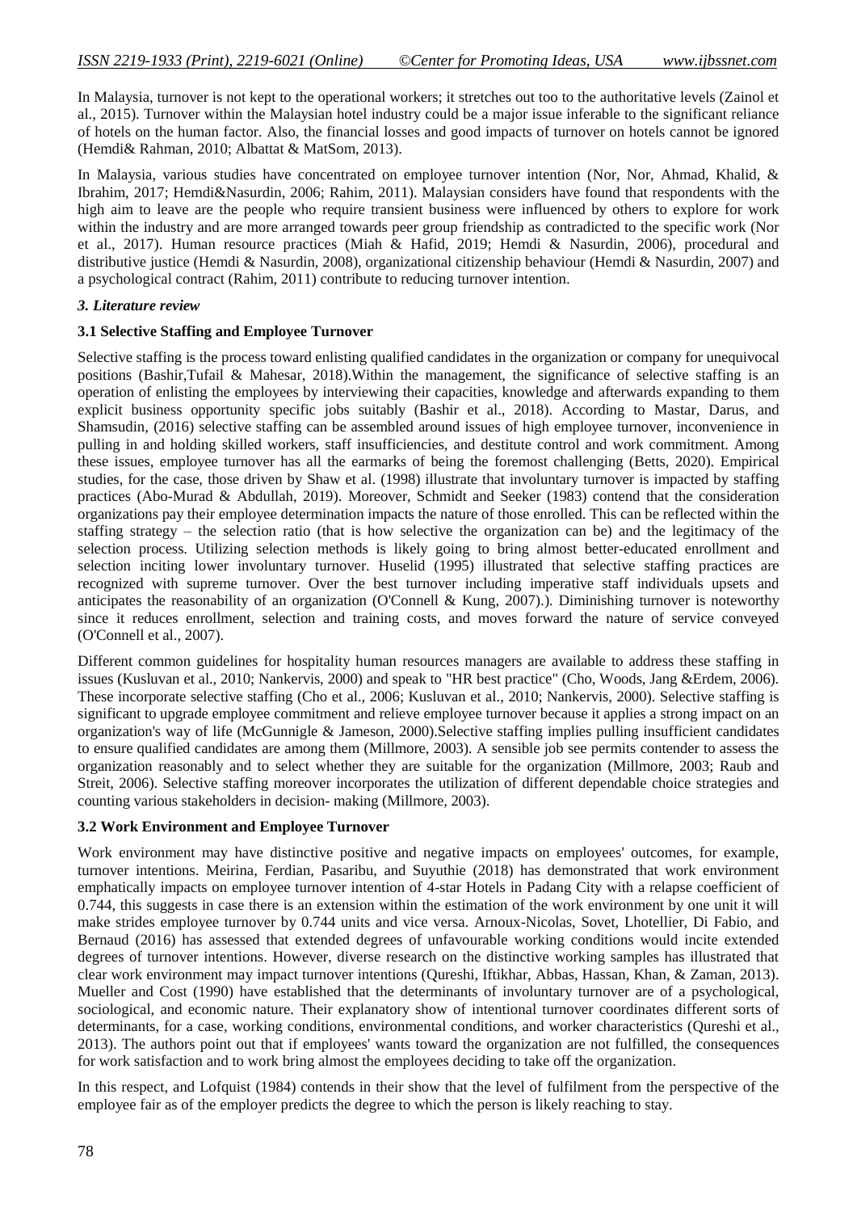In Malaysia, turnover is not kept to the operational workers; it stretches out too to the authoritative levels (Zainol et al., 2015). Turnover within the Malaysian hotel industry could be a major issue inferable to the significant reliance of hotels on the human factor. Also, the financial losses and good impacts of turnover on hotels cannot be ignored (Hemdi& Rahman, 2010; Albattat & MatSom, 2013).

In Malaysia, various studies have concentrated on employee turnover intention (Nor, Nor, Ahmad, Khalid, & Ibrahim, 2017; Hemdi&Nasurdin, 2006; Rahim, 2011). Malaysian considers have found that respondents with the high aim to leave are the people who require transient business were influenced by others to explore for work within the industry and are more arranged towards peer group friendship as contradicted to the specific work (Nor et al., 2017). Human resource practices (Miah & Hafid, 2019; Hemdi & Nasurdin, 2006), procedural and distributive justice (Hemdi & Nasurdin, 2008), organizational citizenship behaviour (Hemdi & Nasurdin, 2007) and a psychological contract (Rahim, 2011) contribute to reducing turnover intention.

### *3. Literature review*

#### 3.1 Selective Staffing and Employee Turnover

Selective staffing is the process toward enlisting qualified candidates in the organization or company for unequivocal positions (Bashir,Tufail & Mahesar, 2018).Within the management, the significance of selective staffing is an operation of enlisting the employees by interviewing their capacities, knowledge and afterwards expanding to them explicit business opportunity specific jobs suitably (Bashir et al., 2018). According to Mastar, Darus, and Shamsudin, (2016) selective staffing can be assembled around issues of high employee turnover, inconvenience in pulling in and holding skilled workers, staff insufficiencies, and destitute control and work commitment. Among these issues, employee turnover has all the earmarks of being the foremost challenging (Betts, 2020). Empirical studies, for the case, those driven by Shaw et al. (1998) illustrate that involuntary turnover is impacted by staffing practices (Abo-Murad & Abdullah, 2019). Moreover, Schmidt and Seeker (1983) contend that the consideration organizations pay their employee determination impacts the nature of those enrolled. This can be reflected within the staffing strategy – the selection ratio (that is how selective the organization can be) and the legitimacy of the selection process. Utilizing selection methods is likely going to bring almost better-educated enrollment and selection inciting lower involuntary turnover. Huselid (1995) illustrated that selective staffing practices are recognized with supreme turnover. Over the best turnover including imperative staff individuals upsets and anticipates the reasonability of an organization (O'Connell & Kung, 2007).). Diminishing turnover is noteworthy since it reduces enrollment, selection and training costs, and moves forward the nature of service conveyed (O'Connell et al., 2007).

Different common guidelines for hospitality human resources managers are available to address these staffing in issues (Kusluvan et al., 2010; Nankervis, 2000) and speak to "HR best practice" (Cho, Woods, Jang &Erdem, 2006). These incorporate selective staffing (Cho et al., 2006; Kusluvan et al., 2010; Nankervis, 2000). Selective staffing is significant to upgrade employee commitment and relieve employee turnover because it applies a strong impact on an organization's way of life (McGunnigle & Jameson, 2000).Selective staffing implies pulling insufficient candidates to ensure qualified candidates are among them (Millmore, 2003). A sensible job see permits contender to assess the organization reasonably and to select whether they are suitable for the organization (Millmore, 2003; Raub and Streit, 2006). Selective staffing moreover incorporates the utilization of different dependable choice strategies and counting various stakeholders in decision- making (Millmore, 2003).

#### 3.2 Work Environment and Employee Turnover

Work environment may have distinctive positive and negative impacts on employees' outcomes, for example, turnover intentions. Meirina, Ferdian, Pasaribu, and Suyuthie (2018) has demonstrated that work environment emphatically impacts on employee turnover intention of 4-star Hotels in Padang City with a relapse coefficient of 0.744, this suggests in case there is an extension within the estimation of the work environment by one unit it will make strides employee turnover by 0.744 units and vice versa. Arnoux-Nicolas, Sovet, Lhotellier, Di Fabio, and Bernaud (2016) has assessed that extended degrees of unfavourable working conditions would incite extended degrees of turnover intentions. However, diverse research on the distinctive working samples has illustrated that clear work environment may impact turnover intentions (Qureshi, Iftikhar, Abbas, Hassan, Khan, & Zaman, 2013). Mueller and Cost (1990) have established that the determinants of involuntary turnover are of a psychological, sociological, and economic nature. Their explanatory show of intentional turnover coordinates different sorts of determinants, for a case, working conditions, environmental conditions, and worker characteristics (Qureshi et al., 2013). The authors point out that if employees' wants toward the organization are not fulfilled, the consequences for work satisfaction and to work bring almost the employees deciding to take off the organization.

In this respect, and Lofquist (1984) contends in their show that the level of fulfilment from the perspective of the employee fair as of the employer predicts the degree to which the person is likely reaching to stay.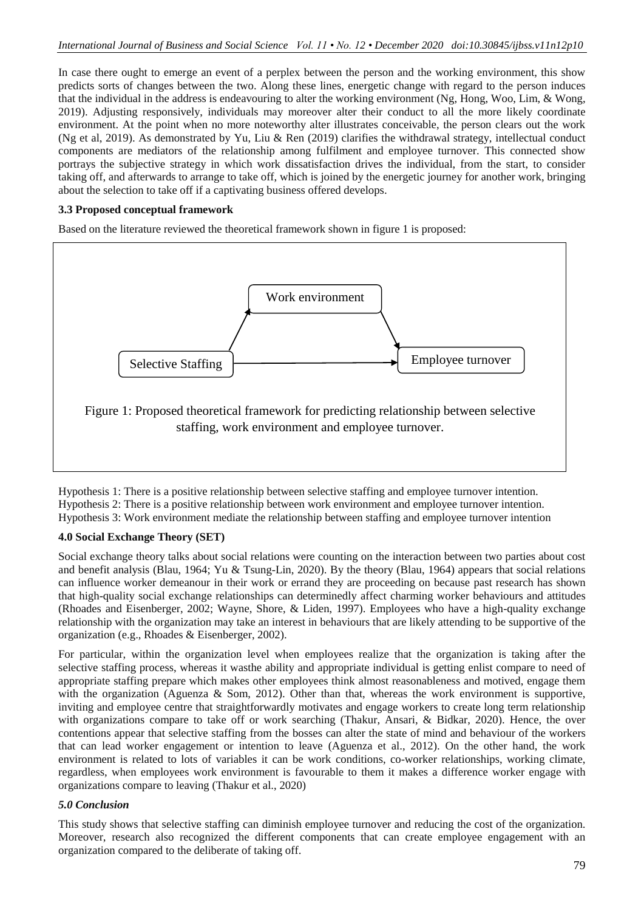In case there ought to emerge an event of a perplex between the person and the working environment, this show predicts sorts of changes between the two. Along these lines, energetic change with regard to the person induces that the individual in the address is endeavouring to alter the working environment (Ng, Hong, Woo, Lim, & Wong, 2019). Adjusting responsively, individuals may moreover alter their conduct to all the more likely coordinate environment. At the point when no more noteworthy alter illustrates conceivable, the person clears out the work (Ng et al, 2019). As demonstrated by Yu, Liu & Ren (2019) clarifies the withdrawal strategy, intellectual conduct components are mediators of the relationship among fulfilment and employee turnover. This connected show portrays the subjective strategy in which work dissatisfaction drives the individual, from the start, to consider taking off, and afterwards to arrange to take off, which is joined by the energetic journey for another work, bringing about the selection to take off if a captivating business offered develops.

### 3.3 Proposed conceptual framework

Based on the literature reviewed the theoretical framework shown in figure 1 is proposed:

Work environment

Selective Staffing → Employee turnover

Figure 1: Proposed theoretical framework for predicting relationship between selective staffing, work environment and employee turnover.

Hypothesis 1: There is a positive relationship between selective staffing and employee turnover intention.
Hypothesis 2: There is a positive relationship between work environment and employee turnover intention.
Hypothesis 3: Work environment mediate the relationship between staffing and employee turnover intention

### 4.0 Social Exchange Theory (SET)

Social exchange theory talks about social relations were counting on the interaction between two parties about cost and benefit analysis (Blau, 1964; Yu & Tsung-Lin, 2020). By the theory (Blau, 1964) appears that social relations can influence worker demeanour in their work or errand they are proceeding on because past research has shown that high-quality social exchange relationships can determinedly affect charming worker behaviours and attitudes (Rhoades and Eisenberger, 2002; Wayne, Shore, & Liden, 1997). Employees who have a high-quality exchange relationship with the organization may take an interest in behaviours that are likely attending to be supportive of the organization (e.g., Rhoades & Eisenberger, 2002).

For particular, within the organization level when employees realize that the organization is taking after the selective staffing process, whereas it wasthe ability and appropriate individual is getting enlist compare to need of appropriate staffing prepare which makes other employees think almost reasonableness and motived, engage them with the organization (Aguenza & Som, 2012). Other than that, whereas the work environment is supportive, inviting and employee centre that straightforwardly motivates and engage workers to create long term relationship with organizations compare to take off or work searching (Thakur, Ansari, & Bidkar, 2020). Hence, the over contentions appear that selective staffing from the bosses can alter the state of mind and behaviour of the workers that can lead worker engagement or intention to leave (Aguenza et al., 2012). On the other hand, the work environment is related to lots of variables it can be work conditions, co-worker relationships, working climate, regardless, when employees work environment is favourable to them it makes a difference worker engage with organizations compare to leaving (Thakur et al., 2020)

### *5.0 Conclusion*

This study shows that selective staffing can diminish employee turnover and reducing the cost of the organization. Moreover, research also recognized the different components that can create employee engagement with an organization compared to the deliberate of taking off.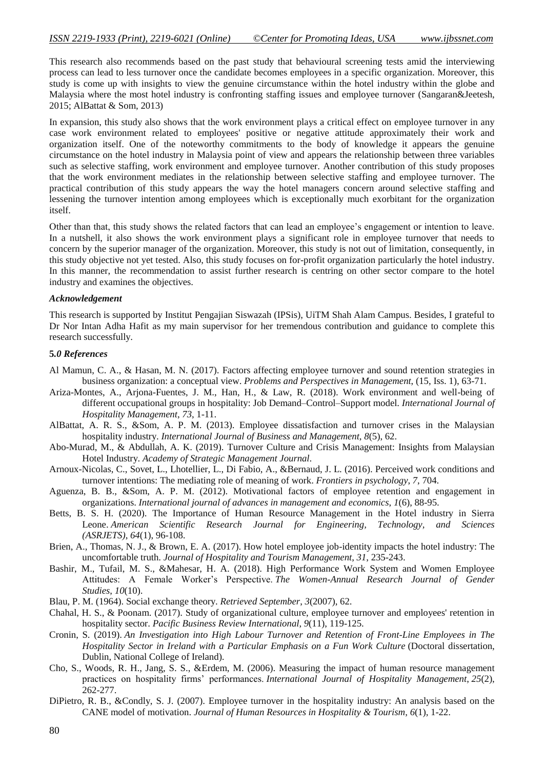This research also recommends based on the past study that behavioural screening tests amid the interviewing process can lead to less turnover once the candidate becomes employees in a specific organization. Moreover, this study is come up with insights to view the genuine circumstance within the hotel industry within the globe and Malaysia where the most hotel industry is confronting staffing issues and employee turnover (Sangaran&Jeetesh, 2015; AlBattat & Som, 2013)

In expansion, this study also shows that the work environment plays a critical effect on employee turnover in any case work environment related to employees' positive or negative attitude approximately their work and organization itself. One of the noteworthy commitments to the body of knowledge it appears the genuine circumstance on the hotel industry in Malaysia point of view and appears the relationship between three variables such as selective staffing, work environment and employee turnover. Another contribution of this study proposes that the work environment mediates in the relationship between selective staffing and employee turnover. The practical contribution of this study appears the way the hotel managers concern around selective staffing and lessening the turnover intention among employees which is exceptionally much exorbitant for the organization itself.

Other than that, this study shows the related factors that can lead an employee's engagement or intention to leave. In a nutshell, it also shows the work environment plays a significant role in employee turnover that needs to concern by the superior manager of the organization. Moreover, this study is not out of limitation, consequently, in this study objective not yet tested. Also, this study focuses on for-profit organization particularly the hotel industry. In this manner, the recommendation to assist further research is centring on other sector compare to the hotel industry and examines the objectives.

### *Acknowledgement*

This research is supported by Institut Pengajian Siswazah (IPSis), UiTM Shah Alam Campus. Besides, I grateful to Dr Nor Intan Adha Hafit as my main supervisor for her tremendous contribution and guidance to complete this research successfully.

### **5.*0 References***

Al Mamun, C. A., & Hasan, M. N. (2017). Factors affecting employee turnover and sound retention strategies in business organization: a conceptual view. *Problems and Perspectives in Management*, (15, Iss. 1), 63-71.

Ariza-Montes, A., Arjona-Fuentes, J. M., Han, H., & Law, R. (2018). Work environment and well-being of different occupational groups in hospitality: Job Demand–Control–Support model. *International Journal of Hospitality Management*, *73*, 1-11.

AlBattat, A. R. S., &Som, A. P. M. (2013). Employee dissatisfaction and turnover crises in the Malaysian hospitality industry. *International Journal of Business and Management*, *8*(5), 62.

Abo-Murad, M., & Abdullah, A. K. (2019). Turnover Culture and Crisis Management: Insights from Malaysian Hotel Industry. *Academy of Strategic Management Journal*.

Arnoux-Nicolas, C., Sovet, L., Lhotellier, L., Di Fabio, A., &Bernaud, J. L. (2016). Perceived work conditions and turnover intentions: The mediating role of meaning of work. *Frontiers in psychology*, *7*, 704.

Aguenza, B. B., &Som, A. P. M. (2012). Motivational factors of employee retention and engagement in organizations. *International journal of advances in management and economics*, *1*(6), 88-95.

Betts, B. S. H. (2020). The Importance of Human Resource Management in the Hotel industry in Sierra Leone. *American Scientific Research Journal for Engineering, Technology, and Sciences (ASRJETS)*, *64*(1), 96-108.

Brien, A., Thomas, N. J., & Brown, E. A. (2017). How hotel employee job-identity impacts the hotel industry: The uncomfortable truth. *Journal of Hospitality and Tourism Management*, *31*, 235-243.

Bashir, M., Tufail, M. S., &Mahesar, H. A. (2018). High Performance Work System and Women Employee Attitudes: A Female Worker's Perspective. *The Women-Annual Research Journal of Gender Studies*, *10*(10).

Blau, P. M. (1964). Social exchange theory. *Retrieved September*, *3*(2007), 62.

Chahal, H. S., & Poonam. (2017). Study of organizational culture, employee turnover and employees' retention in hospitality sector. *Pacific Business Review International*, *9*(11), 119-125.

Cronin, S. (2019). *An Investigation into High Labour Turnover and Retention of Front-Line Employees in The Hospitality Sector in Ireland with a Particular Emphasis on a Fun Work Culture* (Doctoral dissertation, Dublin, National College of Ireland).

Cho, S., Woods, R. H., Jang, S. S., &Erdem, M. (2006). Measuring the impact of human resource management practices on hospitality firms' performances. *International Journal of Hospitality Management*, *25*(2), 262-277.

DiPietro, R. B., &Condly, S. J. (2007). Employee turnover in the hospitality industry: An analysis based on the CANE model of motivation. *Journal of Human Resources in Hospitality & Tourism*, *6*(1), 1-22.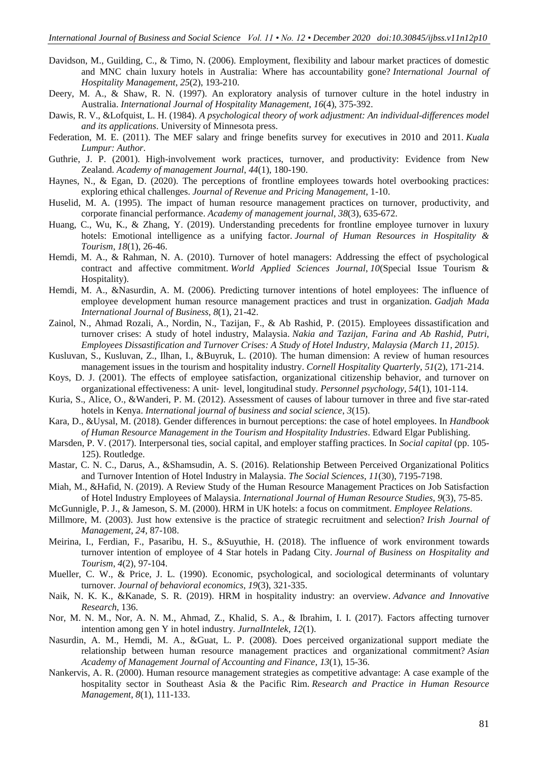Davidson, M., Guilding, C., & Timo, N. (2006). Employment, flexibility and labour market practices of domestic and MNC chain luxury hotels in Australia: Where has accountability gone? *International Journal of Hospitality Management*, *25*(2), 193-210.

Deery, M. A., & Shaw, R. N. (1997). An exploratory analysis of turnover culture in the hotel industry in Australia. *International Journal of Hospitality Management*, *16*(4), 375-392.

Dawis, R. V., &Lofquist, L. H. (1984). *A psychological theory of work adjustment: An individual-differences model and its applications*. University of Minnesota press.

Federation, M. E. (2011). The MEF salary and fringe benefits survey for executives in 2010 and 2011. *Kuala Lumpur: Author*.

Guthrie, J. P. (2001). High-involvement work practices, turnover, and productivity: Evidence from New Zealand. *Academy of management Journal*, *44*(1), 180-190.

Haynes, N., & Egan, D. (2020). The perceptions of frontline employees towards hotel overbooking practices: exploring ethical challenges. *Journal of Revenue and Pricing Management*, 1-10.

Huselid, M. A. (1995). The impact of human resource management practices on turnover, productivity, and corporate financial performance. *Academy of management journal*, *38*(3), 635-672.

Huang, C., Wu, K., & Zhang, Y. (2019). Understanding precedents for frontline employee turnover in luxury hotels: Emotional intelligence as a unifying factor. *Journal of Human Resources in Hospitality & Tourism*, *18*(1), 26-46.

Hemdi, M. A., & Rahman, N. A. (2010). Turnover of hotel managers: Addressing the effect of psychological contract and affective commitment. *World Applied Sciences Journal*, *10*(Special Issue Tourism & Hospitality).

Hemdi, M. A., &Nasurdin, A. M. (2006). Predicting turnover intentions of hotel employees: The influence of employee development human resource management practices and trust in organization. *Gadjah Mada International Journal of Business*, *8*(1), 21-42.

Zainol, N., Ahmad Rozali, A., Nordin, N., Tazijan, F., & Ab Rashid, P. (2015). Employees dissastification and turnover crises: A study of hotel industry, Malaysia. *Nakia and Tazijan, Farina and Ab Rashid, Putri, Employees Dissastification and Turnover Crises: A Study of Hotel Industry, Malaysia (March 11, 2015)*.

Kusluvan, S., Kusluvan, Z., Ilhan, I., &Buyruk, L. (2010). The human dimension: A review of human resources management issues in the tourism and hospitality industry. *Cornell Hospitality Quarterly*, *51*(2), 171-214.

Koys, D. J. (2001). The effects of employee satisfaction, organizational citizenship behavior, and turnover on organizational effectiveness: A unit‐ level, longitudinal study. *Personnel psychology*, *54*(1), 101-114.

Kuria, S., Alice, O., &Wanderi, P. M. (2012). Assessment of causes of labour turnover in three and five star-rated hotels in Kenya. *International journal of business and social science*, *3*(15).

Kara, D., &Uysal, M. (2018). Gender differences in burnout perceptions: the case of hotel employees. In *Handbook of Human Resource Management in the Tourism and Hospitality Industries*. Edward Elgar Publishing.

Marsden, P. V. (2017). Interpersonal ties, social capital, and employer staffing practices. In *Social capital* (pp. 105-125). Routledge.

Mastar, C. N. C., Darus, A., &Shamsudin, A. S. (2016). Relationship Between Perceived Organizational Politics and Turnover Intention of Hotel Industry in Malaysia. *The Social Sciences*, *11*(30), 7195-7198.

Miah, M., &Hafid, N. (2019). A Review Study of the Human Resource Management Practices on Job Satisfaction of Hotel Industry Employees of Malaysia. *International Journal of Human Resource Studies*, *9*(3), 75-85.

McGunnigle, P. J., & Jameson, S. M. (2000). HRM in UK hotels: a focus on commitment. *Employee Relations*.

Millmore, M. (2003). Just how extensive is the practice of strategic recruitment and selection? *Irish Journal of Management*, *24*, 87-108.

Meirina, I., Ferdian, F., Pasaribu, H. S., &Suyuthie, H. (2018). The influence of work environment towards turnover intention of employee of 4 Star hotels in Padang City. *Journal of Business on Hospitality and Tourism*, *4*(2), 97-104.

Mueller, C. W., & Price, J. L. (1990). Economic, psychological, and sociological determinants of voluntary turnover. *Journal of behavioral economics*, *19*(3), 321-335.

Naik, N. K. K., &Kanade, S. R. (2019). HRM in hospitality industry: an overview. *Advance and Innovative Research*, 136.

Nor, M. N. M., Nor, A. N. M., Ahmad, Z., Khalid, S. A., & Ibrahim, I. I. (2017). Factors affecting turnover intention among gen Y in hotel industry. *JurnalIntelek*, *12*(1).

Nasurdin, A. M., Hemdi, M. A., &Guat, L. P. (2008). Does perceived organizational support mediate the relationship between human resource management practices and organizational commitment? *Asian Academy of Management Journal of Accounting and Finance*, *13*(1), 15-36.

Nankervis, A. R. (2000). Human resource management strategies as competitive advantage: A case example of the hospitality sector in Southeast Asia & the Pacific Rim. *Research and Practice in Human Resource Management*, *8*(1), 111-133.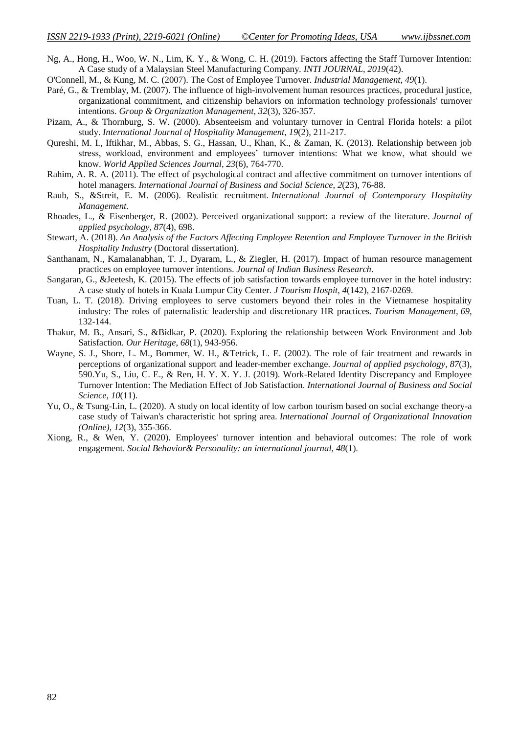Ng, A., Hong, H., Woo, W. N., Lim, K. Y., & Wong, C. H. (2019). Factors affecting the Staff Turnover Intention: A Case study of a Malaysian Steel Manufacturing Company. *INTI JOURNAL*, *2019*(42).

O'Connell, M., & Kung, M. C. (2007). The Cost of Employee Turnover. *Industrial Management*, *49*(1).

Paré, G., & Tremblay, M. (2007). The influence of high-involvement human resources practices, procedural justice, organizational commitment, and citizenship behaviors on information technology professionals' turnover intentions. *Group & Organization Management*, *32*(3), 326-357.

Pizam, A., & Thornburg, S. W. (2000). Absenteeism and voluntary turnover in Central Florida hotels: a pilot study. *International Journal of Hospitality Management*, *19*(2), 211-217.

Qureshi, M. I., Iftikhar, M., Abbas, S. G., Hassan, U., Khan, K., & Zaman, K. (2013). Relationship between job stress, workload, environment and employees' turnover intentions: What we know, what should we know. *World Applied Sciences Journal*, *23*(6), 764-770.

Rahim, A. R. A. (2011). The effect of psychological contract and affective commitment on turnover intentions of hotel managers. *International Journal of Business and Social Science*, *2*(23), 76-88.

Raub, S., &Streit, E. M. (2006). Realistic recruitment. *International Journal of Contemporary Hospitality Management*.

Rhoades, L., & Eisenberger, R. (2002). Perceived organizational support: a review of the literature. *Journal of applied psychology*, *87*(4), 698.

Stewart, A. (2018). *An Analysis of the Factors Affecting Employee Retention and Employee Turnover in the British Hospitality Industry* (Doctoral dissertation).

Santhanam, N., Kamalanabhan, T. J., Dyaram, L., & Ziegler, H. (2017). Impact of human resource management practices on employee turnover intentions. *Journal of Indian Business Research*.

Sangaran, G., &Jeetesh, K. (2015). The effects of job satisfaction towards employee turnover in the hotel industry: A case study of hotels in Kuala Lumpur City Center. *J Tourism Hospit*, *4*(142), 2167-0269.

Tuan, L. T. (2018). Driving employees to serve customers beyond their roles in the Vietnamese hospitality industry: The roles of paternalistic leadership and discretionary HR practices. *Tourism Management*, *69*, 132-144.

Thakur, M. B., Ansari, S., &Bidkar, P. (2020). Exploring the relationship between Work Environment and Job Satisfaction. *Our Heritage*, *68*(1), 943-956.

Wayne, S. J., Shore, L. M., Bommer, W. H., &Tetrick, L. E. (2002). The role of fair treatment and rewards in perceptions of organizational support and leader-member exchange. *Journal of applied psychology*, *87*(3), 590.Yu, S., Liu, C. E., & Ren, H. Y. X. Y. J. (2019). Work-Related Identity Discrepancy and Employee Turnover Intention: The Mediation Effect of Job Satisfaction. *International Journal of Business and Social Science*, *10*(11).

Yu, O., & Tsung-Lin, L. (2020). A study on local identity of low carbon tourism based on social exchange theory-a case study of Taiwan's characteristic hot spring area. *International Journal of Organizational Innovation (Online)*, *12*(3), 355-366.

Xiong, R., & Wen, Y. (2020). Employees' turnover intention and behavioral outcomes: The role of work engagement. *Social Behavior& Personality: an international journal*, *48*(1).